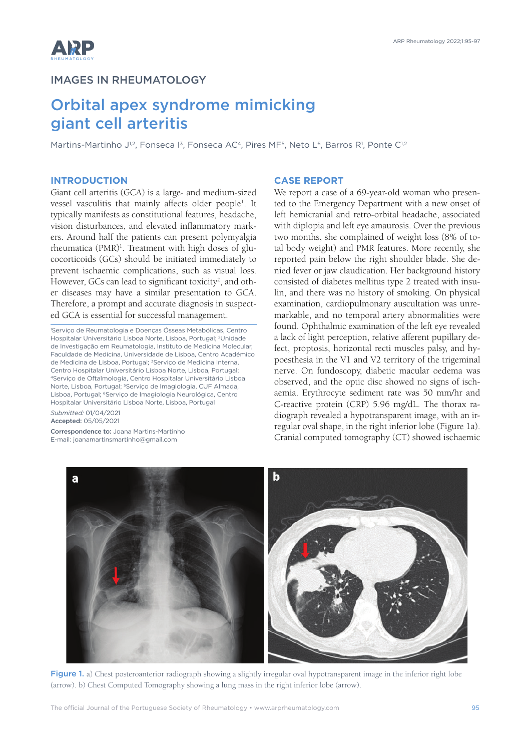IMAGES IN RHEUMATOLOGY

# Orbital apex syndrome mimicking giant cell arteritis

Martins-Martinho J[1,2], Fonseca I[3], Fonseca AC[4], Pires MF[5], Neto L[6], Barros R[1], Ponte C[1,2]

## INTRODUCTION

Giant cell arteritis (GCA) is a large- and medium-sized vessel vasculitis that mainly affects older people[1]. It typically manifests as constitutional features, headache, vision disturbances, and elevated inflammatory markers. Around half the patients can present polymyalgia rheumatica (PMR)[1]. Treatment with high doses of glucocorticoids (GCs) should be initiated immediately to prevent ischaemic complications, such as visual loss. However, GCs can lead to significant toxicity[2], and other diseases may have a similar presentation to GCA. Therefore, a prompt and accurate diagnosis in suspected GCA is essential for successful management.

[1]Serviço de Reumatologia e Doenças Ósseas Metabólicas, Centro Hospitalar Universitário Lisboa Norte, Lisboa, Portugal; [2]Unidade de Investigação em Reumatologia, Instituto de Medicina Molecular, Faculdade de Medicina, Universidade de Lisboa, Centro Académico de Medicina de Lisboa, Portugal; [3]Serviço de Medicina Interna, Centro Hospitalar Universitário Lisboa Norte, Lisboa, Portugal; [4]Serviço de Oftalmologia, Centro Hospitalar Universitário Lisboa Norte, Lisboa, Portugal; [5]Serviço de Imagiologia, CUF Almada, Lisboa, Portugal; [6]Serviço de Imagiologia Neurológica, Centro Hospitalar Universitário Lisboa Norte, Lisboa, Portugal

*Submitted:* 01/04/2021
**Accepted:** 05/05/2021

**Correspondence to:** Joana Martins-Martinho
E-mail: joanamartinsmartinho@gmail.com

## CASE REPORT

We report a case of a 69-year-old woman who presented to the Emergency Department with a new onset of left hemicranial and retro-orbital headache, associated with diplopia and left eye amaurosis. Over the previous two months, she complained of weight loss (8% of total body weight) and PMR features. More recently, she reported pain below the right shoulder blade. She denied fever or jaw claudication. Her background history consisted of diabetes mellitus type 2 treated with insulin, and there was no history of smoking. On physical examination, cardiopulmonary auscultation was unremarkable, and no temporal artery abnormalities were found. Ophthalmic examination of the left eye revealed a lack of light perception, relative afferent pupillary defect, proptosis, horizontal recti muscles palsy, and hypoesthesia in the V1 and V2 territory of the trigeminal nerve. On fundoscopy, diabetic macular oedema was observed, and the optic disc showed no signs of ischaemia. Erythrocyte sediment rate was 50 mm/hr and C-reactive protein (CRP) 5.96 mg/dL. The thorax radiograph revealed a hypotransparent image, with an irregular oval shape, in the right inferior lobe (Figure 1a). Cranial computed tomography (CT) showed ischaemic

**Figure 1.** a) Chest posteroanterior radiograph showing a slightly irregular oval hypotransparent image in the inferior right lobe (arrow). b) Chest Computed Tomography showing a lung mass in the right inferior lobe (arrow).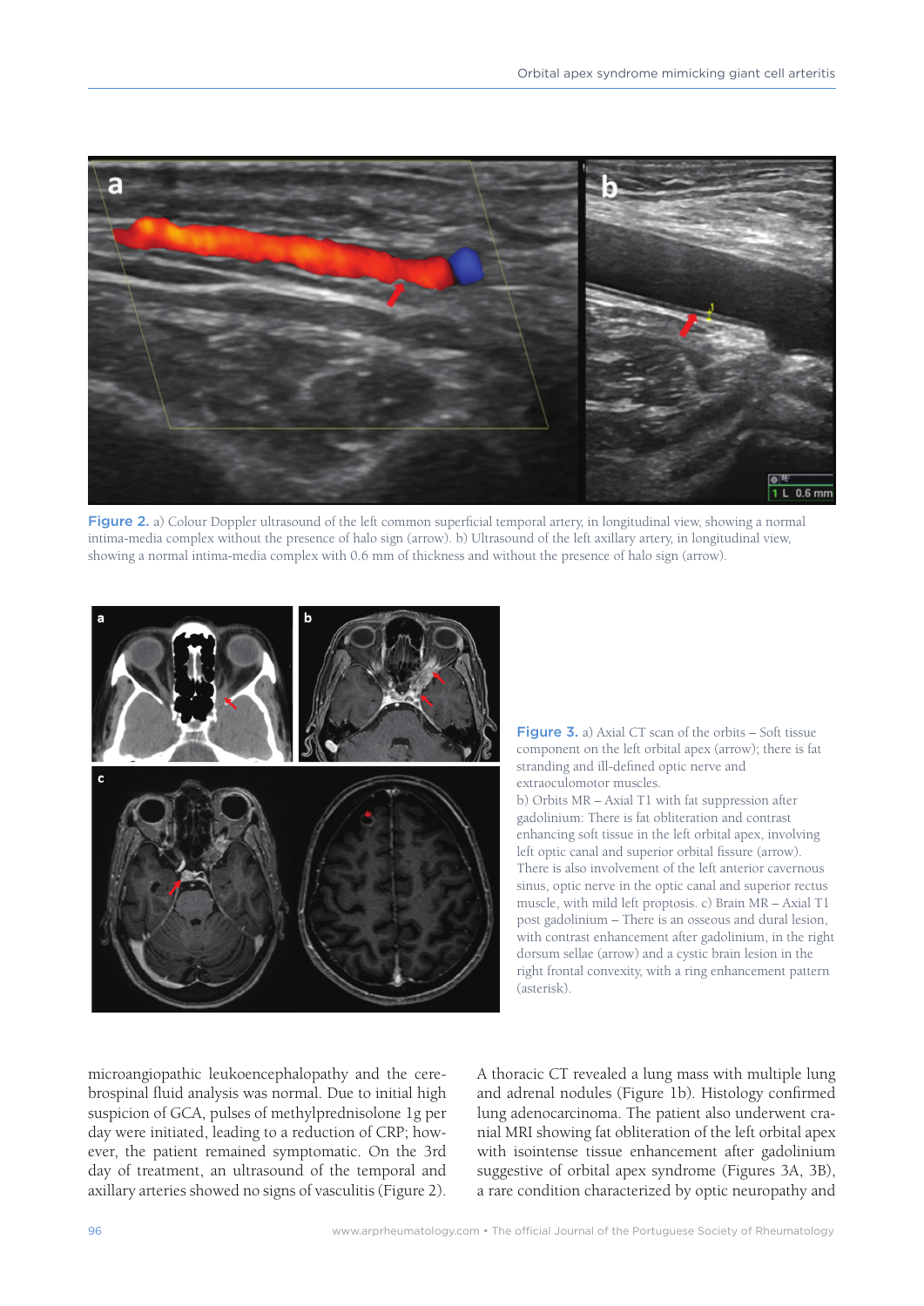**Figure 2.** a) Colour Doppler ultrasound of the left common superficial temporal artery, in longitudinal view, showing a normal intima-media complex without the presence of halo sign (arrow). b) Ultrasound of the left axillary artery, in longitudinal view, showing a normal intima-media complex with 0.6 mm of thickness and without the presence of halo sign (arrow).

**Figure 3.** a) Axial CT scan of the orbits – Soft tissue component on the left orbital apex (arrow); there is fat stranding and ill-defined optic nerve and extraoculomotor muscles.
b) Orbits MR – Axial T1 with fat suppression after gadolinium: There is fat obliteration and contrast enhancing soft tissue in the left orbital apex, involving left optic canal and superior orbital fissure (arrow). There is also involvement of the left anterior cavernous sinus, optic nerve in the optic canal and superior rectus muscle, with mild left proptosis. c) Brain MR – Axial T1 post gadolinium – There is an osseous and dural lesion, with contrast enhancement after gadolinium, in the right dorsum sellae (arrow) and a cystic brain lesion in the right frontal convexity, with a ring enhancement pattern (asterisk).

microangiopathic leukoencephalopathy and the cerebrospinal fluid analysis was normal. Due to initial high suspicion of GCA, pulses of methylprednisolone 1g per day were initiated, leading to a reduction of CRP; however, the patient remained symptomatic. On the 3rd day of treatment, an ultrasound of the temporal and axillary arteries showed no signs of vasculitis (Figure 2).

A thoracic CT revealed a lung mass with multiple lung and adrenal nodules (Figure 1b). Histology confirmed lung adenocarcinoma. The patient also underwent cranial MRI showing fat obliteration of the left orbital apex with isointense tissue enhancement after gadolinium suggestive of orbital apex syndrome (Figures 3A, 3B), a rare condition characterized by optic neuropathy and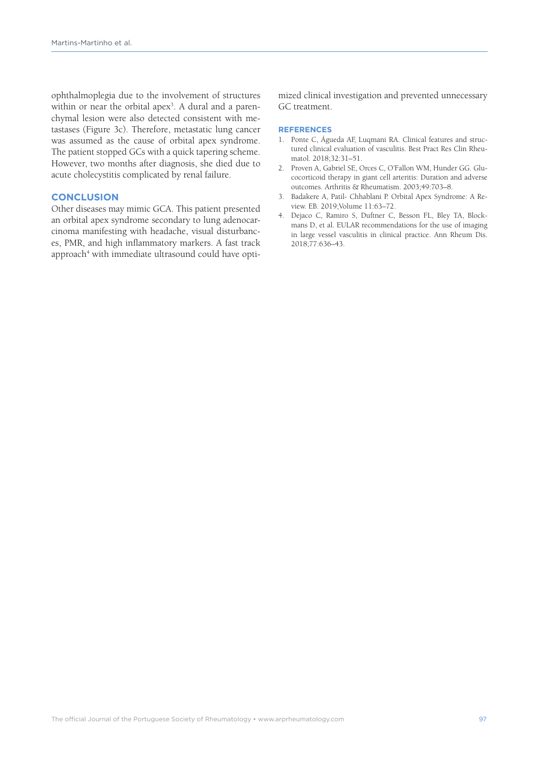ophthalmoplegia due to the involvement of structures within or near the orbital apex[3]. A dural and a parenchymal lesion were also detected consistent with metastases (Figure 3c). Therefore, metastatic lung cancer was assumed as the cause of orbital apex syndrome. The patient stopped GCs with a quick tapering scheme. However, two months after diagnosis, she died due to acute cholecystitis complicated by renal failure.

## CONCLUSION

Other diseases may mimic GCA. This patient presented an orbital apex syndrome secondary to lung adenocarcinoma manifesting with headache, visual disturbances, PMR, and high inflammatory markers. A fast track approach[4] with immediate ultrasound could have optimized clinical investigation and prevented unnecessary GC treatment.

## REFERENCES

1. Ponte C, Águeda AF, Luqmani RA. Clinical features and structured clinical evaluation of vasculitis. Best Pract Res Clin Rheumatol. 2018;32:31–51.
2. Proven A, Gabriel SE, Orces C, O'Fallon WM, Hunder GG. Glucocorticoid therapy in giant cell arteritis: Duration and adverse outcomes. Arthritis & Rheumatism. 2003;49:703–8.
3. Badakere A, Patil- Chhablani P. Orbital Apex Syndrome: A Review. EB. 2019;Volume 11:63–72.
4. Dejaco C, Ramiro S, Duftner C, Besson FL, Bley TA, Blockmans D, et al. EULAR recommendations for the use of imaging in large vessel vasculitis in clinical practice. Ann Rheum Dis. 2018;77:636–43.